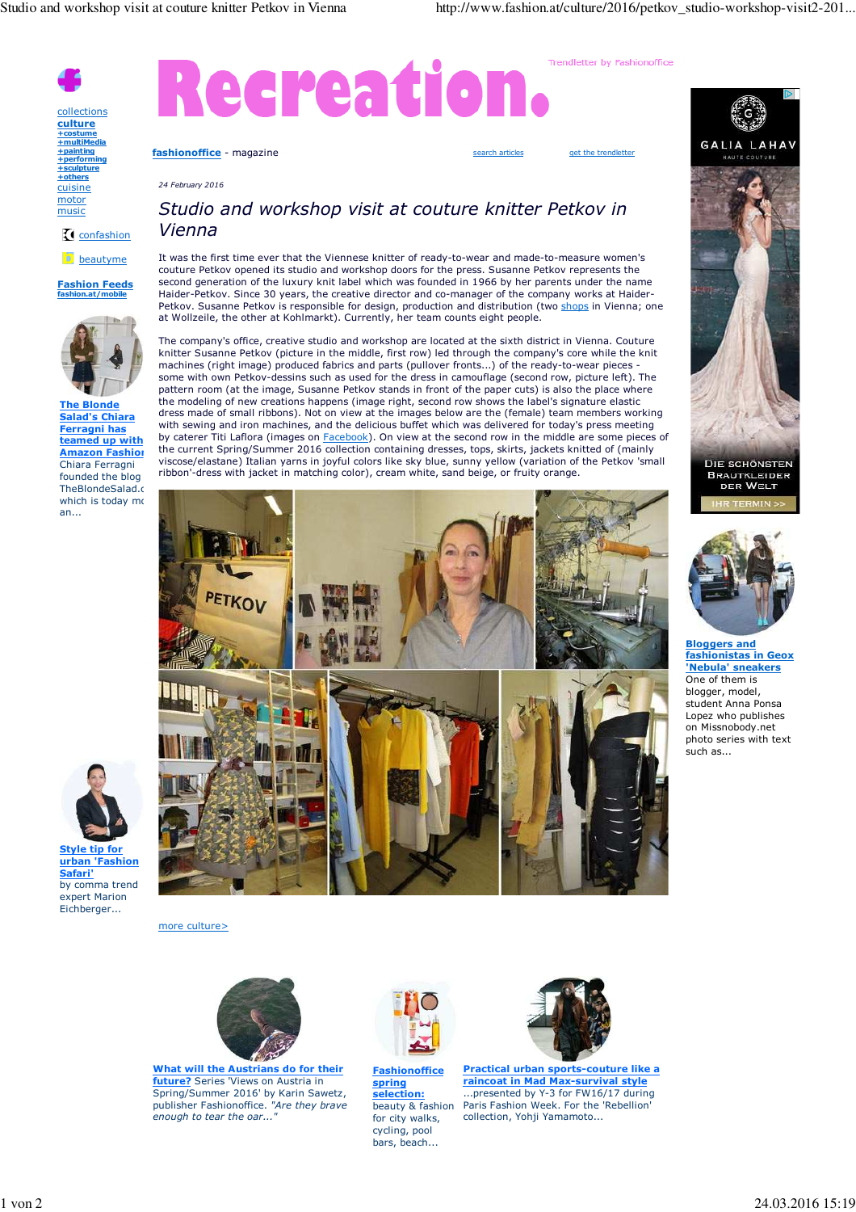# Recreation.

Trendletter by Fashionoffice

collections
**culture**
+costume
+multiMedia
+painting
+performing
+sculpture
+others
cuisine
motor
music

confashion

beautyme

**Fashion Feeds**
fashion.at/mobile

**fashionoffice** - magazine

search articles | get the trendletter

*24 February 2016*

## *Studio and workshop visit at couture knitter Petkov in Vienna*

It was the first time ever that the Viennese knitter of ready-to-wear and made-to-measure women's couture Petkov opened its studio and workshop doors for the press. Susanne Petkov represents the second generation of the luxury knit label which was founded in 1966 by her parents under the name Haider-Petkov. Since 30 years, the creative director and co-manager of the company works at Haider-Petkov. Susanne Petkov is responsible for design, production and distribution (two shops in Vienna; one at Wollzeile, the other at Kohlmarkt). Currently, her team counts eight people.

The company's office, creative studio and workshop are located at the sixth district in Vienna. Couture knitter Susanne Petkov (picture in the middle, first row) led through the company's core while the knit machines (right image) produced fabrics and parts (pullover fronts...) of the ready-to-wear pieces - some with own Petkov-dessins such as used for the dress in camouflage (second row, picture left). The pattern room (at the image, Susanne Petkov stands in front of the paper cuts) is also the place where the modeling of new creations happens (image right, second row shows the label's signature elastic dress made of small ribbons). Not on view at the images below are the (female) team members working with sewing and iron machines, and the delicious buffet which was delivered for today's press meeting by caterer Titi Laflora (images on Facebook). On view at the second row in the middle are some pieces of the current Spring/Summer 2016 collection containing dresses, tops, skirts, jackets knitted of (mainly viscose/elastane) Italian yarns in joyful colors like sky blue, sunny yellow (variation of the Petkov 'small ribbon'-dress with jacket in matching color), cream white, sand beige, or fruity orange.

more culture>

**The Blonde Salad's Chiara Ferragni has teamed up with Amazon Fashion**
Chiara Ferragni founded the blog TheBlondeSalad.c... which is today mo... an...

**Style tip for urban 'Fashion Safari'**
by comma trend expert Marion Eichberger...

GALIA LAHAV HAUTE COUTURE
DIE SCHÖNSTEN BRAUTKLEIDER DER WELT
IHR TERMIN >>

**Bloggers and fashionistas in Geox 'Nebula' sneakers**
One of them is blogger, model, student Anna Ponsa Lopez who publishes on Missnobody.net photo series with text such as...

**What will the Austrians do for their future?** Series 'Views on Austria in Spring/Summer 2016' by Karin Sawetz, publisher Fashionoffice. *"Are they brave enough to tear the oar..."*

**Fashionoffice spring selection:** beauty & fashion for city walks, cycling, pool bars, beach...

**Practical urban sports-couture like a raincoat in Mad Max-survival style**
...presented by Y-3 for FW16/17 during Paris Fashion Week. For the 'Rebellion' collection, Yohji Yamamoto...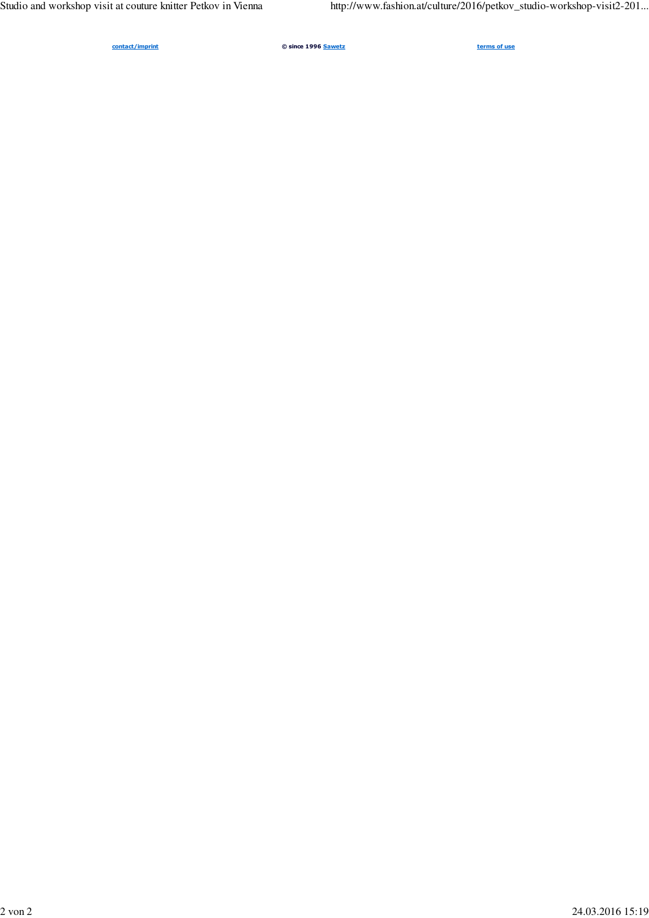contact/imprint © since 1996 Sawetz terms of use